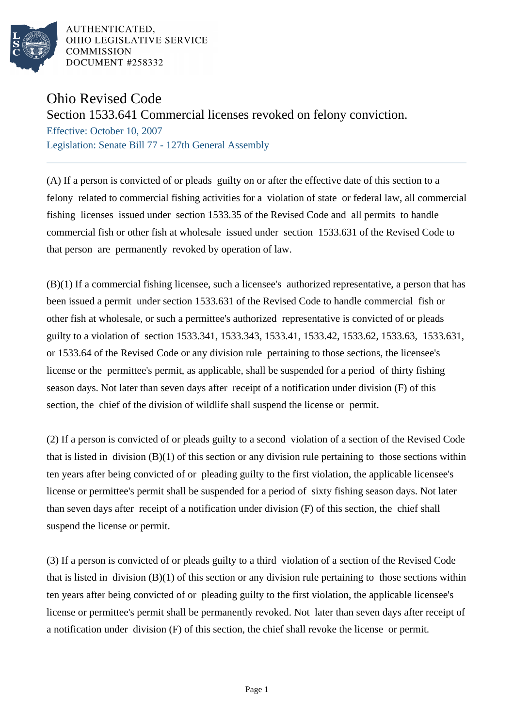AUTHENTICATED,
OHIO LEGISLATIVE SERVICE
COMMISSION
DOCUMENT #258332

# Ohio Revised Code

## Section 1533.641 Commercial licenses revoked on felony conviction.

Effective: October 10, 2007

Legislation: Senate Bill 77 - 127th General Assembly

(A) If a person is convicted of or pleads guilty on or after the effective date of this section to a felony related to commercial fishing activities for a violation of state or federal law, all commercial fishing licenses issued under section 1533.35 of the Revised Code and all permits to handle commercial fish or other fish at wholesale issued under section 1533.631 of the Revised Code to that person are permanently revoked by operation of law.

(B)(1) If a commercial fishing licensee, such a licensee's authorized representative, a person that has been issued a permit under section 1533.631 of the Revised Code to handle commercial fish or other fish at wholesale, or such a permittee's authorized representative is convicted of or pleads guilty to a violation of section 1533.341, 1533.343, 1533.41, 1533.42, 1533.62, 1533.63, 1533.631, or 1533.64 of the Revised Code or any division rule pertaining to those sections, the licensee's license or the permittee's permit, as applicable, shall be suspended for a period of thirty fishing season days. Not later than seven days after receipt of a notification under division (F) of this section, the chief of the division of wildlife shall suspend the license or permit.

(2) If a person is convicted of or pleads guilty to a second violation of a section of the Revised Code that is listed in division (B)(1) of this section or any division rule pertaining to those sections within ten years after being convicted of or pleading guilty to the first violation, the applicable licensee's license or permittee's permit shall be suspended for a period of sixty fishing season days. Not later than seven days after receipt of a notification under division (F) of this section, the chief shall suspend the license or permit.

(3) If a person is convicted of or pleads guilty to a third violation of a section of the Revised Code that is listed in division (B)(1) of this section or any division rule pertaining to those sections within ten years after being convicted of or pleading guilty to the first violation, the applicable licensee's license or permittee's permit shall be permanently revoked. Not later than seven days after receipt of a notification under division (F) of this section, the chief shall revoke the license or permit.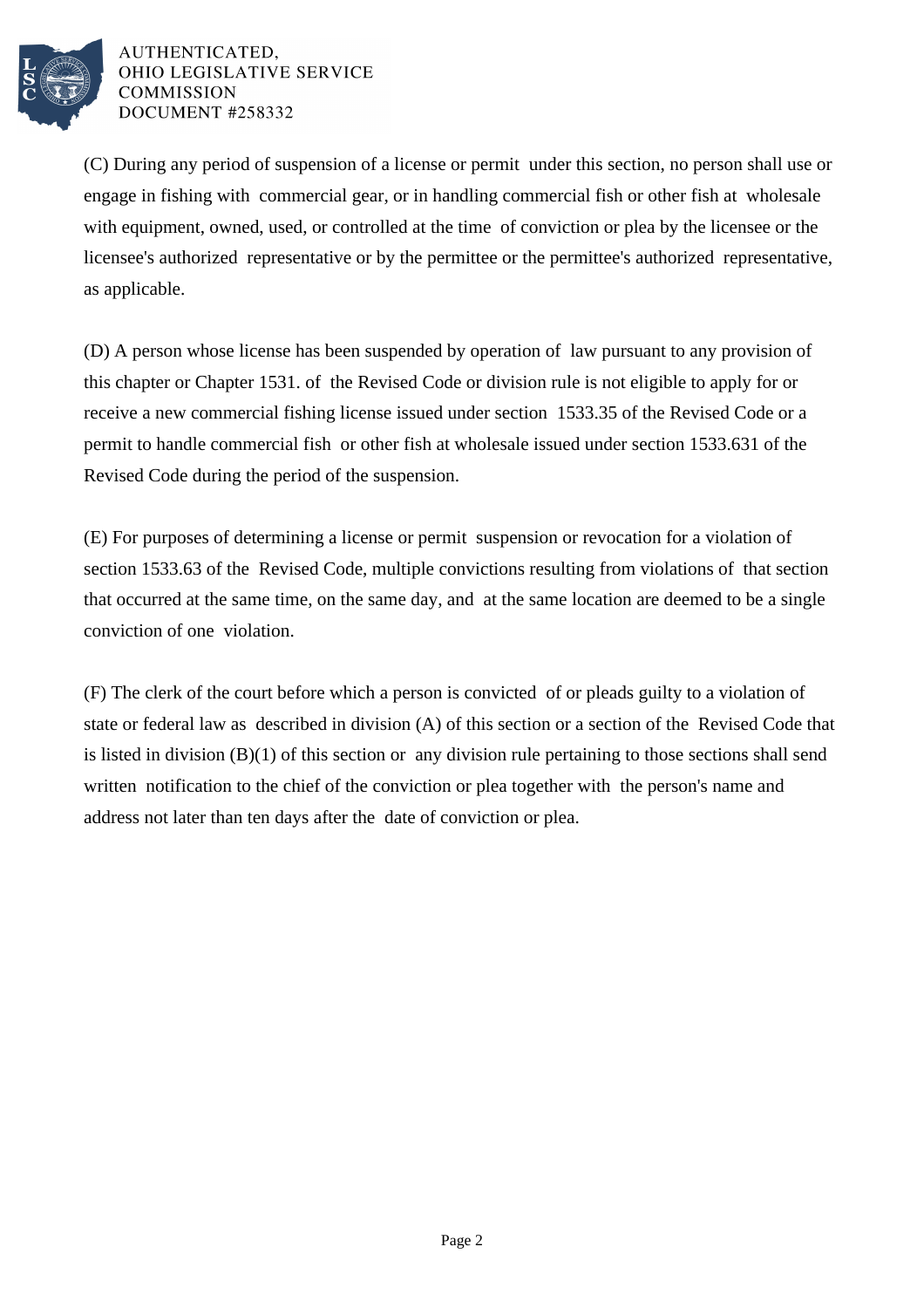(C) During any period of suspension of a license or permit under this section, no person shall use or engage in fishing with commercial gear, or in handling commercial fish or other fish at wholesale with equipment, owned, used, or controlled at the time of conviction or plea by the licensee or the licensee's authorized representative or by the permittee or the permittee's authorized representative, as applicable.

(D) A person whose license has been suspended by operation of law pursuant to any provision of this chapter or Chapter 1531. of the Revised Code or division rule is not eligible to apply for or receive a new commercial fishing license issued under section 1533.35 of the Revised Code or a permit to handle commercial fish or other fish at wholesale issued under section 1533.631 of the Revised Code during the period of the suspension.

(E) For purposes of determining a license or permit suspension or revocation for a violation of section 1533.63 of the Revised Code, multiple convictions resulting from violations of that section that occurred at the same time, on the same day, and at the same location are deemed to be a single conviction of one violation.

(F) The clerk of the court before which a person is convicted of or pleads guilty to a violation of state or federal law as described in division (A) of this section or a section of the Revised Code that is listed in division (B)(1) of this section or any division rule pertaining to those sections shall send written notification to the chief of the conviction or plea together with the person's name and address not later than ten days after the date of conviction or plea.